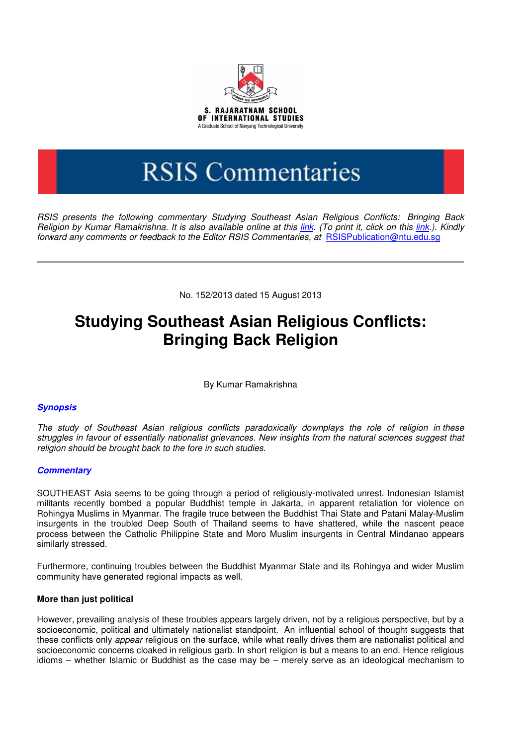S. RAJARATNAM SCHOOL OF INTERNATIONAL STUDIES

A Graduate School of Nanyang Technological University

# RSIS Commentaries

*RSIS presents the following commentary Studying Southeast Asian Religious Conflicts: Bringing Back Religion by Kumar Ramakrishna. It is also available online at this link. (To print it, click on this link.). Kindly forward any comments or feedback to the Editor RSIS Commentaries, at* RSISPublication@ntu.edu.sg

No. 152/2013 dated 15 August 2013

# Studying Southeast Asian Religious Conflicts: Bringing Back Religion

By Kumar Ramakrishna

## Synopsis

*The study of Southeast Asian religious conflicts paradoxically downplays the role of religion in these struggles in favour of essentially nationalist grievances. New insights from the natural sciences suggest that religion should be brought back to the fore in such studies.*

## Commentary

SOUTHEAST Asia seems to be going through a period of religiously-motivated unrest. Indonesian Islamist militants recently bombed a popular Buddhist temple in Jakarta, in apparent retaliation for violence on Rohingya Muslims in Myanmar. The fragile truce between the Buddhist Thai State and Patani Malay-Muslim insurgents in the troubled Deep South of Thailand seems to have shattered, while the nascent peace process between the Catholic Philippine State and Moro Muslim insurgents in Central Mindanao appears similarly stressed.

Furthermore, continuing troubles between the Buddhist Myanmar State and its Rohingya and wider Muslim community have generated regional impacts as well.

### More than just political

However, prevailing analysis of these troubles appears largely driven, not by a religious perspective, but by a socioeconomic, political and ultimately nationalist standpoint. An influential school of thought suggests that these conflicts only *appear* religious on the surface, while what really drives them are nationalist political and socioeconomic concerns cloaked in religious garb. In short religion is but a means to an end. Hence religious idioms – whether Islamic or Buddhist as the case may be – merely serve as an ideological mechanism to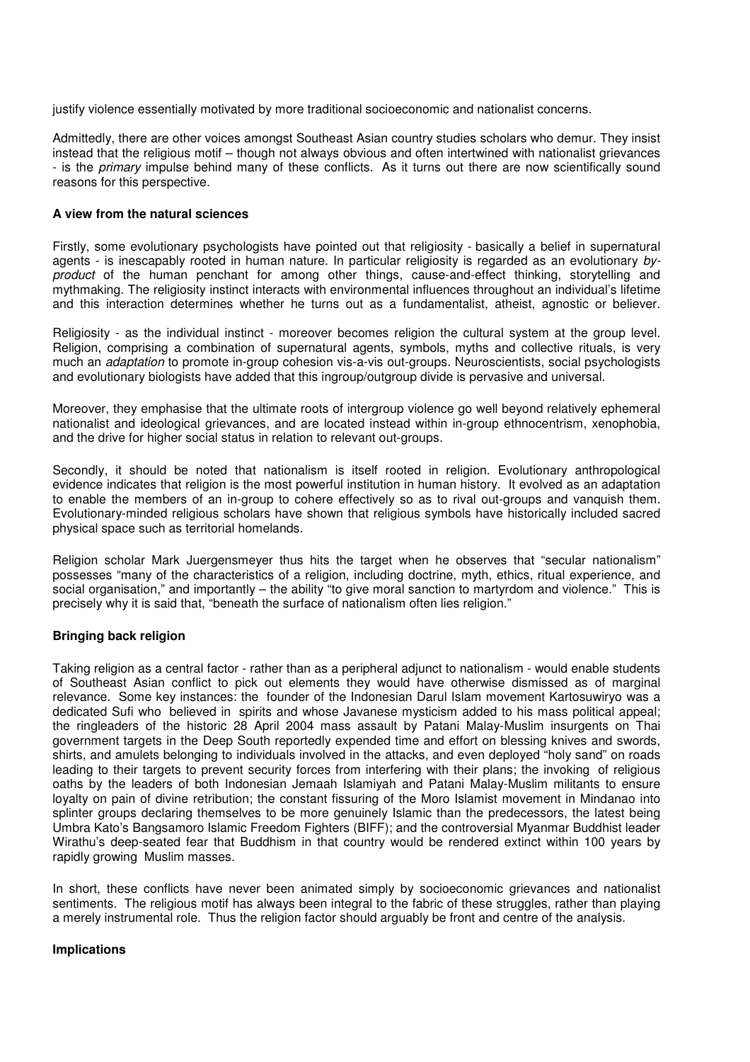justify violence essentially motivated by more traditional socioeconomic and nationalist concerns.

Admittedly, there are other voices amongst Southeast Asian country studies scholars who demur. They insist instead that the religious motif – though not always obvious and often intertwined with nationalist grievances - is the *primary* impulse behind many of these conflicts. As it turns out there are now scientifically sound reasons for this perspective.

**A view from the natural sciences**

Firstly, some evolutionary psychologists have pointed out that religiosity - basically a belief in supernatural agents - is inescapably rooted in human nature. In particular religiosity is regarded as an evolutionary *by-product* of the human penchant for among other things, cause-and-effect thinking, storytelling and mythmaking. The religiosity instinct interacts with environmental influences throughout an individual's lifetime and this interaction determines whether he turns out as a fundamentalist, atheist, agnostic or believer.

Religiosity - as the individual instinct - moreover becomes religion the cultural system at the group level. Religion, comprising a combination of supernatural agents, symbols, myths and collective rituals, is very much an *adaptation* to promote in-group cohesion vis-a-vis out-groups. Neuroscientists, social psychologists and evolutionary biologists have added that this ingroup/outgroup divide is pervasive and universal.

Moreover, they emphasise that the ultimate roots of intergroup violence go well beyond relatively ephemeral nationalist and ideological grievances, and are located instead within in-group ethnocentrism, xenophobia, and the drive for higher social status in relation to relevant out-groups.

Secondly, it should be noted that nationalism is itself rooted in religion. Evolutionary anthropological evidence indicates that religion is the most powerful institution in human history. It evolved as an adaptation to enable the members of an in-group to cohere effectively so as to rival out-groups and vanquish them. Evolutionary-minded religious scholars have shown that religious symbols have historically included sacred physical space such as territorial homelands.

Religion scholar Mark Juergensmeyer thus hits the target when he observes that "secular nationalism" possesses "many of the characteristics of a religion, including doctrine, myth, ethics, ritual experience, and social organisation," and importantly – the ability "to give moral sanction to martyrdom and violence." This is precisely why it is said that, "beneath the surface of nationalism often lies religion."

**Bringing back religion**

Taking religion as a central factor - rather than as a peripheral adjunct to nationalism - would enable students of Southeast Asian conflict to pick out elements they would have otherwise dismissed as of marginal relevance. Some key instances: the founder of the Indonesian Darul Islam movement Kartosuwiryo was a dedicated Sufi who believed in spirits and whose Javanese mysticism added to his mass political appeal; the ringleaders of the historic 28 April 2004 mass assault by Patani Malay-Muslim insurgents on Thai government targets in the Deep South reportedly expended time and effort on blessing knives and swords, shirts, and amulets belonging to individuals involved in the attacks, and even deployed "holy sand" on roads leading to their targets to prevent security forces from interfering with their plans; the invoking of religious oaths by the leaders of both Indonesian Jemaah Islamiyah and Patani Malay-Muslim militants to ensure loyalty on pain of divine retribution; the constant fissuring of the Moro Islamist movement in Mindanao into splinter groups declaring themselves to be more genuinely Islamic than the predecessors, the latest being Umbra Kato's Bangsamoro Islamic Freedom Fighters (BIFF); and the controversial Myanmar Buddhist leader Wirathu's deep-seated fear that Buddhism in that country would be rendered extinct within 100 years by rapidly growing Muslim masses.

In short, these conflicts have never been animated simply by socioeconomic grievances and nationalist sentiments. The religious motif has always been integral to the fabric of these struggles, rather than playing a merely instrumental role. Thus the religion factor should arguably be front and centre of the analysis.

**Implications**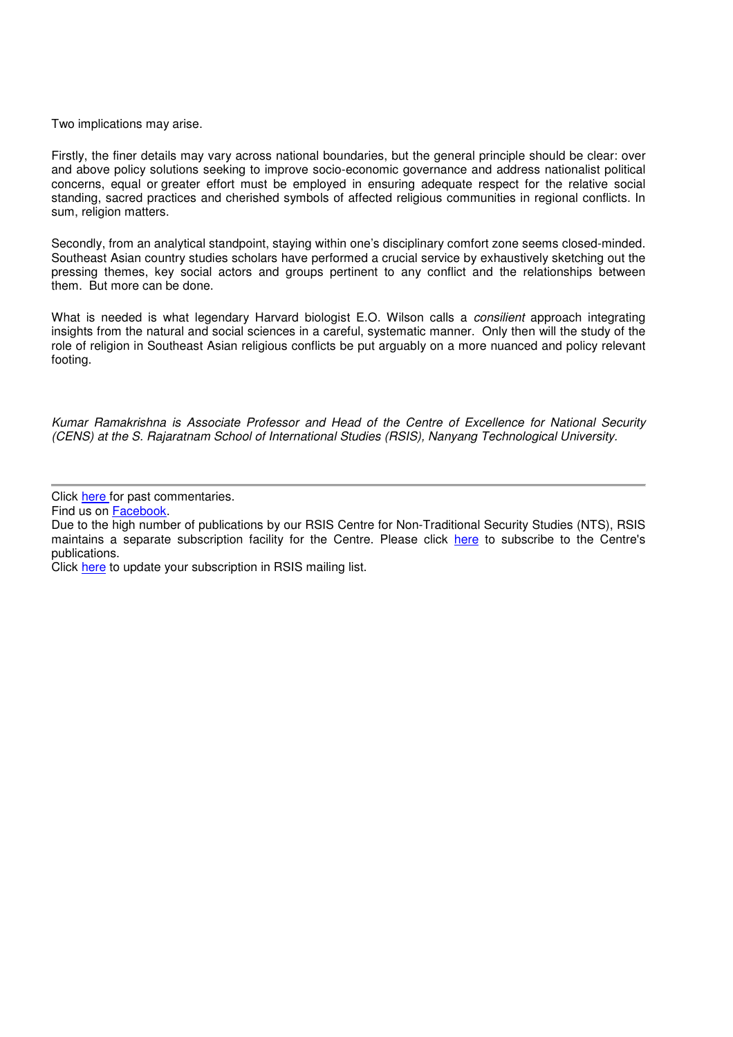Two implications may arise.

Firstly, the finer details may vary across national boundaries, but the general principle should be clear: over and above policy solutions seeking to improve socio-economic governance and address nationalist political concerns, equal or greater effort must be employed in ensuring adequate respect for the relative social standing, sacred practices and cherished symbols of affected religious communities in regional conflicts. In sum, religion matters.

Secondly, from an analytical standpoint, staying within one's disciplinary comfort zone seems closed-minded. Southeast Asian country studies scholars have performed a crucial service by exhaustively sketching out the pressing themes, key social actors and groups pertinent to any conflict and the relationships between them. But more can be done.

What is needed is what legendary Harvard biologist E.O. Wilson calls a *consilient* approach integrating insights from the natural and social sciences in a careful, systematic manner. Only then will the study of the role of religion in Southeast Asian religious conflicts be put arguably on a more nuanced and policy relevant footing.

*Kumar Ramakrishna is Associate Professor and Head of the Centre of Excellence for National Security (CENS) at the S. Rajaratnam School of International Studies (RSIS), Nanyang Technological University.*

---

Click here for past commentaries.
Find us on Facebook.
Due to the high number of publications by our RSIS Centre for Non-Traditional Security Studies (NTS), RSIS maintains a separate subscription facility for the Centre. Please click here to subscribe to the Centre's publications.
Click here to update your subscription in RSIS mailing list.